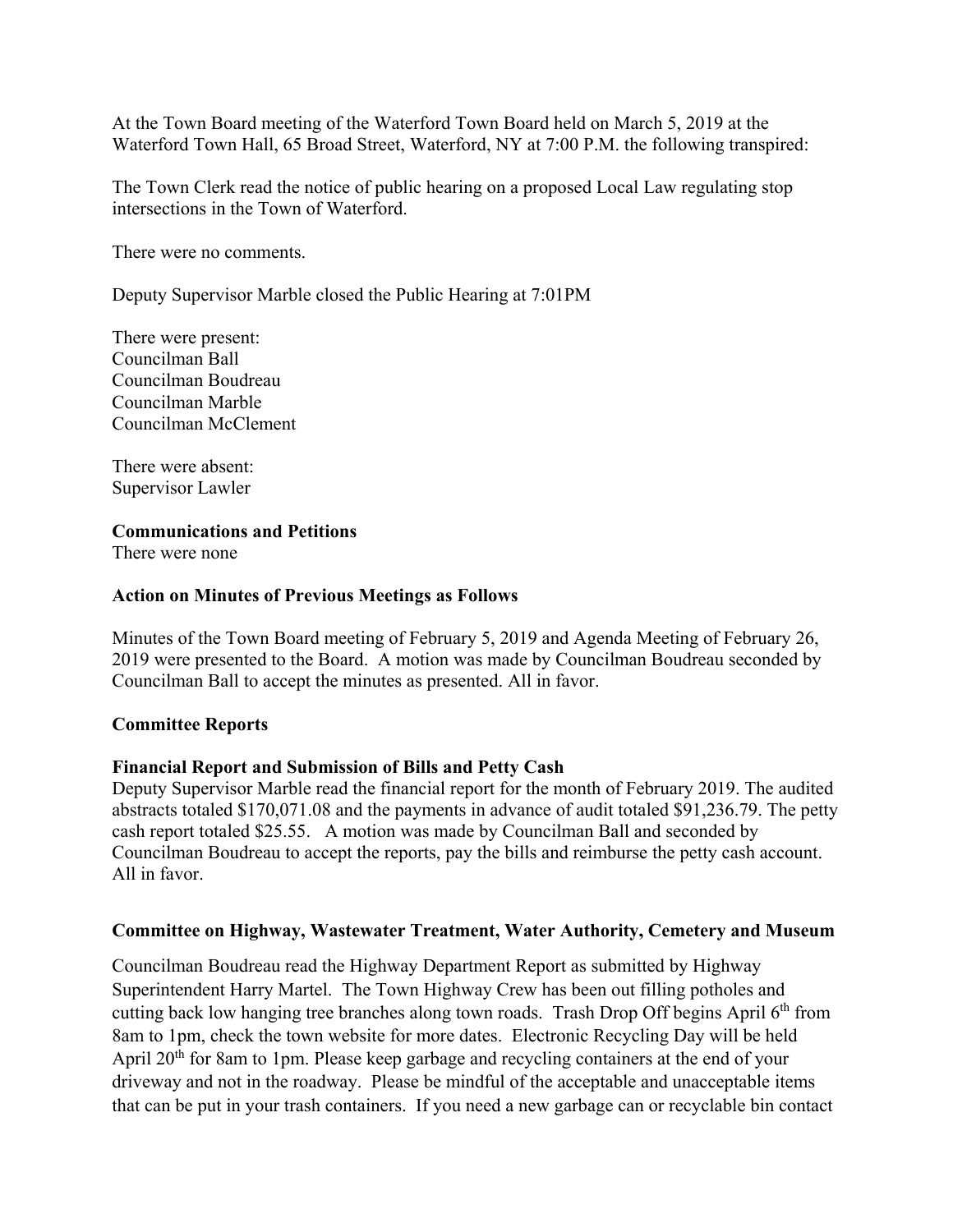At the Town Board meeting of the Waterford Town Board held on March 5, 2019 at the Waterford Town Hall, 65 Broad Street, Waterford, NY at 7:00 P.M. the following transpired:

The Town Clerk read the notice of public hearing on a proposed Local Law regulating stop intersections in the Town of Waterford.

There were no comments.

Deputy Supervisor Marble closed the Public Hearing at 7:01PM

There were present:
Councilman Ball
Councilman Boudreau
Councilman Marble
Councilman McClement

There were absent:
Supervisor Lawler

**Communications and Petitions**
There were none

**Action on Minutes of Previous Meetings as Follows**

Minutes of the Town Board meeting of February 5, 2019 and Agenda Meeting of February 26, 2019 were presented to the Board. A motion was made by Councilman Boudreau seconded by Councilman Ball to accept the minutes as presented. All in favor.

**Committee Reports**

**Financial Report and Submission of Bills and Petty Cash**
Deputy Supervisor Marble read the financial report for the month of February 2019. The audited abstracts totaled $170,071.08 and the payments in advance of audit totaled $91,236.79. The petty cash report totaled $25.55. A motion was made by Councilman Ball and seconded by Councilman Boudreau to accept the reports, pay the bills and reimburse the petty cash account. All in favor.

**Committee on Highway, Wastewater Treatment, Water Authority, Cemetery and Museum**

Councilman Boudreau read the Highway Department Report as submitted by Highway Superintendent Harry Martel. The Town Highway Crew has been out filling potholes and cutting back low hanging tree branches along town roads. Trash Drop Off begins April 6th from 8am to 1pm, check the town website for more dates. Electronic Recycling Day will be held April 20th for 8am to 1pm. Please keep garbage and recycling containers at the end of your driveway and not in the roadway. Please be mindful of the acceptable and unacceptable items that can be put in your trash containers. If you need a new garbage can or recyclable bin contact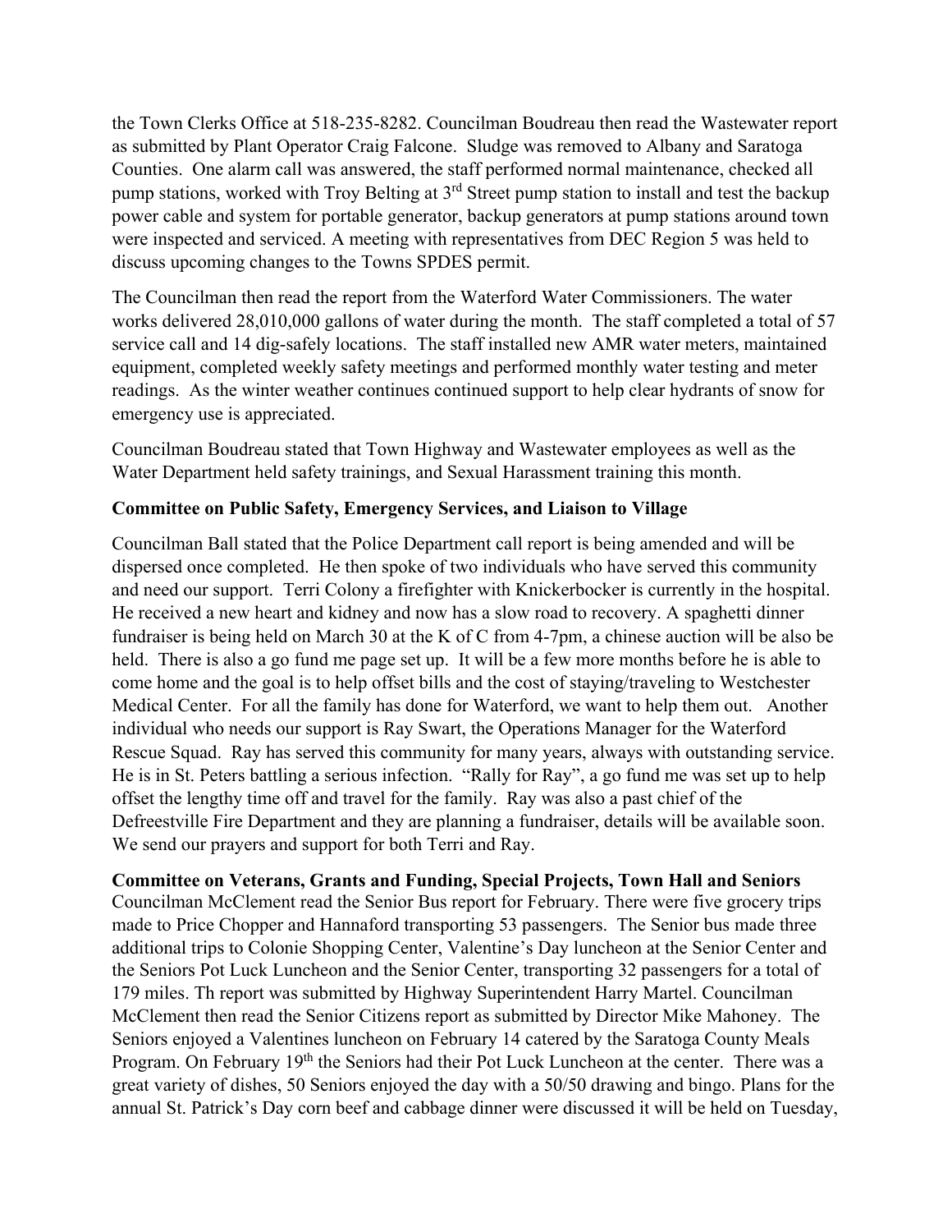the Town Clerks Office at 518-235-8282. Councilman Boudreau then read the Wastewater report as submitted by Plant Operator Craig Falcone. Sludge was removed to Albany and Saratoga Counties. One alarm call was answered, the staff performed normal maintenance, checked all pump stations, worked with Troy Belting at 3rd Street pump station to install and test the backup power cable and system for portable generator, backup generators at pump stations around town were inspected and serviced. A meeting with representatives from DEC Region 5 was held to discuss upcoming changes to the Towns SPDES permit.

The Councilman then read the report from the Waterford Water Commissioners. The water works delivered 28,010,000 gallons of water during the month. The staff completed a total of 57 service call and 14 dig-safely locations. The staff installed new AMR water meters, maintained equipment, completed weekly safety meetings and performed monthly water testing and meter readings. As the winter weather continues continued support to help clear hydrants of snow for emergency use is appreciated.

Councilman Boudreau stated that Town Highway and Wastewater employees as well as the Water Department held safety trainings, and Sexual Harassment training this month.

**Committee on Public Safety, Emergency Services, and Liaison to Village**

Councilman Ball stated that the Police Department call report is being amended and will be dispersed once completed. He then spoke of two individuals who have served this community and need our support. Terri Colony a firefighter with Knickerbocker is currently in the hospital. He received a new heart and kidney and now has a slow road to recovery. A spaghetti dinner fundraiser is being held on March 30 at the K of C from 4-7pm, a chinese auction will be also be held. There is also a go fund me page set up. It will be a few more months before he is able to come home and the goal is to help offset bills and the cost of staying/traveling to Westchester Medical Center. For all the family has done for Waterford, we want to help them out. Another individual who needs our support is Ray Swart, the Operations Manager for the Waterford Rescue Squad. Ray has served this community for many years, always with outstanding service. He is in St. Peters battling a serious infection. "Rally for Ray", a go fund me was set up to help offset the lengthy time off and travel for the family. Ray was also a past chief of the Defreestville Fire Department and they are planning a fundraiser, details will be available soon. We send our prayers and support for both Terri and Ray.

**Committee on Veterans, Grants and Funding, Special Projects, Town Hall and Seniors**

Councilman McClement read the Senior Bus report for February. There were five grocery trips made to Price Chopper and Hannaford transporting 53 passengers. The Senior bus made three additional trips to Colonie Shopping Center, Valentine's Day luncheon at the Senior Center and the Seniors Pot Luck Luncheon and the Senior Center, transporting 32 passengers for a total of 179 miles. Th report was submitted by Highway Superintendent Harry Martel. Councilman McClement then read the Senior Citizens report as submitted by Director Mike Mahoney. The Seniors enjoyed a Valentines luncheon on February 14 catered by the Saratoga County Meals Program. On February 19th the Seniors had their Pot Luck Luncheon at the center. There was a great variety of dishes, 50 Seniors enjoyed the day with a 50/50 drawing and bingo. Plans for the annual St. Patrick's Day corn beef and cabbage dinner were discussed it will be held on Tuesday,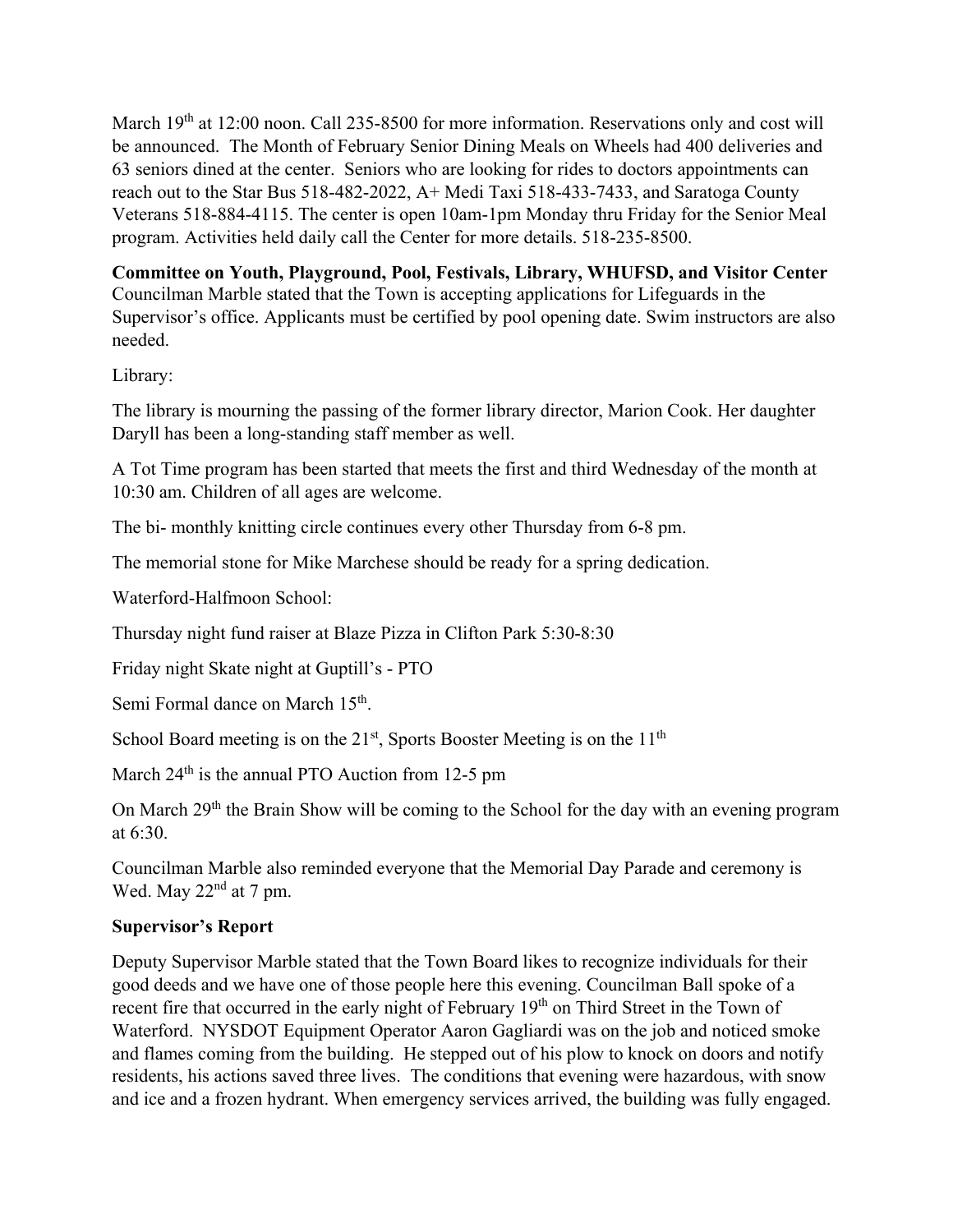March 19th at 12:00 noon. Call 235-8500 for more information. Reservations only and cost will be announced. The Month of February Senior Dining Meals on Wheels had 400 deliveries and 63 seniors dined at the center. Seniors who are looking for rides to doctors appointments can reach out to the Star Bus 518-482-2022, A+ Medi Taxi 518-433-7433, and Saratoga County Veterans 518-884-4115. The center is open 10am-1pm Monday thru Friday for the Senior Meal program. Activities held daily call the Center for more details. 518-235-8500.

**Committee on Youth, Playground, Pool, Festivals, Library, WHUFSD, and Visitor Center**
Councilman Marble stated that the Town is accepting applications for Lifeguards in the Supervisor's office. Applicants must be certified by pool opening date. Swim instructors are also needed.

Library:

The library is mourning the passing of the former library director, Marion Cook. Her daughter Daryll has been a long-standing staff member as well.

A Tot Time program has been started that meets the first and third Wednesday of the month at 10:30 am. Children of all ages are welcome.

The bi- monthly knitting circle continues every other Thursday from 6-8 pm.

The memorial stone for Mike Marchese should be ready for a spring dedication.

Waterford-Halfmoon School:

Thursday night fund raiser at Blaze Pizza in Clifton Park 5:30-8:30

Friday night Skate night at Guptill's - PTO

Semi Formal dance on March 15th.

School Board meeting is on the 21st, Sports Booster Meeting is on the 11th

March 24th is the annual PTO Auction from 12-5 pm

On March 29th the Brain Show will be coming to the School for the day with an evening program at 6:30.

Councilman Marble also reminded everyone that the Memorial Day Parade and ceremony is Wed. May 22nd at 7 pm.

**Supervisor's Report**

Deputy Supervisor Marble stated that the Town Board likes to recognize individuals for their good deeds and we have one of those people here this evening. Councilman Ball spoke of a recent fire that occurred in the early night of February 19th on Third Street in the Town of Waterford. NYSDOT Equipment Operator Aaron Gagliardi was on the job and noticed smoke and flames coming from the building. He stepped out of his plow to knock on doors and notify residents, his actions saved three lives. The conditions that evening were hazardous, with snow and ice and a frozen hydrant. When emergency services arrived, the building was fully engaged.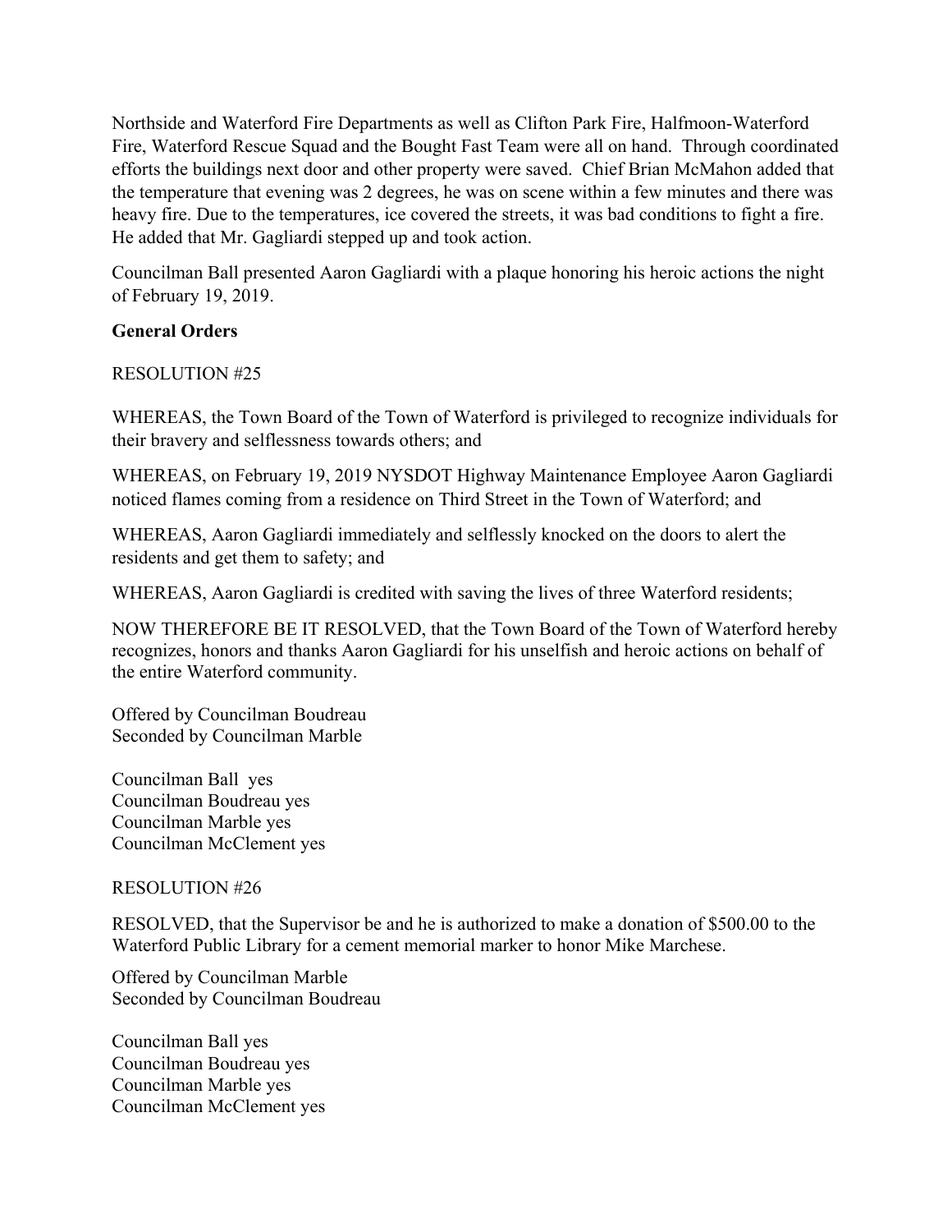Northside and Waterford Fire Departments as well as Clifton Park Fire, Halfmoon-Waterford Fire, Waterford Rescue Squad and the Bought Fast Team were all on hand. Through coordinated efforts the buildings next door and other property were saved. Chief Brian McMahon added that the temperature that evening was 2 degrees, he was on scene within a few minutes and there was heavy fire. Due to the temperatures, ice covered the streets, it was bad conditions to fight a fire. He added that Mr. Gagliardi stepped up and took action.

Councilman Ball presented Aaron Gagliardi with a plaque honoring his heroic actions the night of February 19, 2019.

**General Orders**

RESOLUTION #25

WHEREAS, the Town Board of the Town of Waterford is privileged to recognize individuals for their bravery and selflessness towards others; and

WHEREAS, on February 19, 2019 NYSDOT Highway Maintenance Employee Aaron Gagliardi noticed flames coming from a residence on Third Street in the Town of Waterford; and

WHEREAS, Aaron Gagliardi immediately and selflessly knocked on the doors to alert the residents and get them to safety; and

WHEREAS, Aaron Gagliardi is credited with saving the lives of three Waterford residents;

NOW THEREFORE BE IT RESOLVED, that the Town Board of the Town of Waterford hereby recognizes, honors and thanks Aaron Gagliardi for his unselfish and heroic actions on behalf of the entire Waterford community.

Offered by Councilman Boudreau
Seconded by Councilman Marble

Councilman Ball yes
Councilman Boudreau yes
Councilman Marble yes
Councilman McClement yes

RESOLUTION #26

RESOLVED, that the Supervisor be and he is authorized to make a donation of $500.00 to the Waterford Public Library for a cement memorial marker to honor Mike Marchese.

Offered by Councilman Marble
Seconded by Councilman Boudreau

Councilman Ball yes
Councilman Boudreau yes
Councilman Marble yes
Councilman McClement yes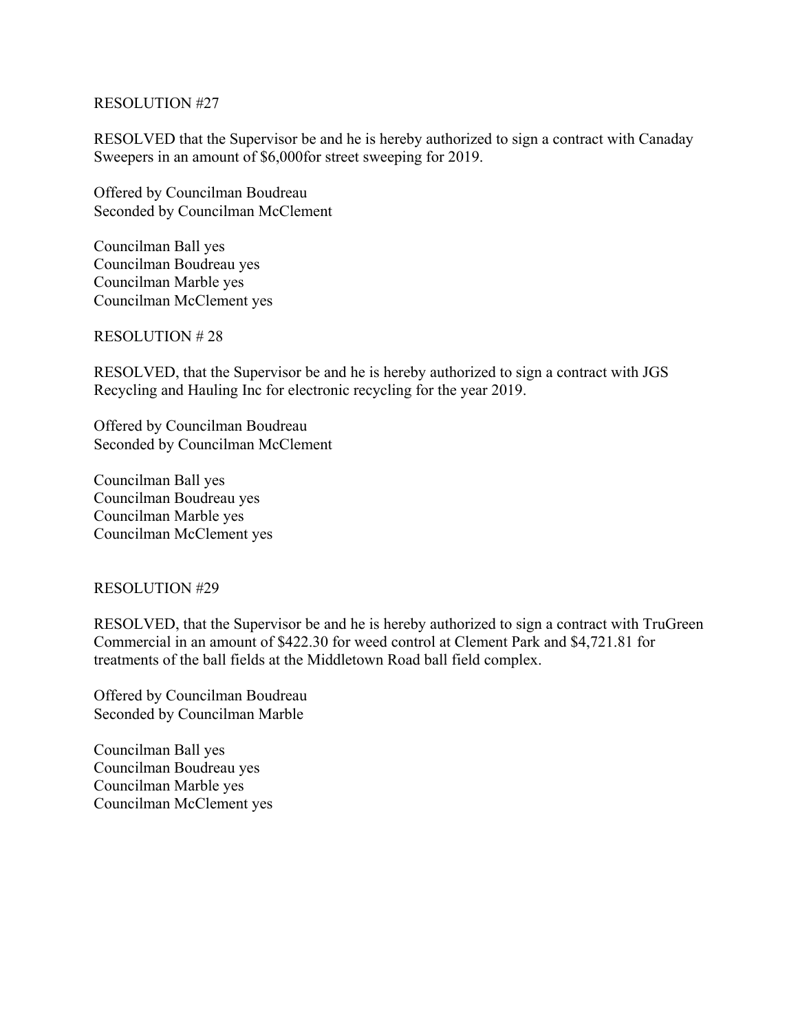RESOLUTION #27

RESOLVED that the Supervisor be and he is hereby authorized to sign a contract with Canaday Sweepers in an amount of $6,000for street sweeping for 2019.

Offered by Councilman Boudreau
Seconded by Councilman McClement

Councilman Ball yes
Councilman Boudreau yes
Councilman Marble yes
Councilman McClement yes

RESOLUTION # 28

RESOLVED, that the Supervisor be and he is hereby authorized to sign a contract with JGS Recycling and Hauling Inc for electronic recycling for the year 2019.

Offered by Councilman Boudreau
Seconded by Councilman McClement

Councilman Ball yes
Councilman Boudreau yes
Councilman Marble yes
Councilman McClement yes

RESOLUTION #29

RESOLVED, that the Supervisor be and he is hereby authorized to sign a contract with TruGreen Commercial in an amount of $422.30 for weed control at Clement Park and $4,721.81 for treatments of the ball fields at the Middletown Road ball field complex.

Offered by Councilman Boudreau
Seconded by Councilman Marble

Councilman Ball yes
Councilman Boudreau yes
Councilman Marble yes
Councilman McClement yes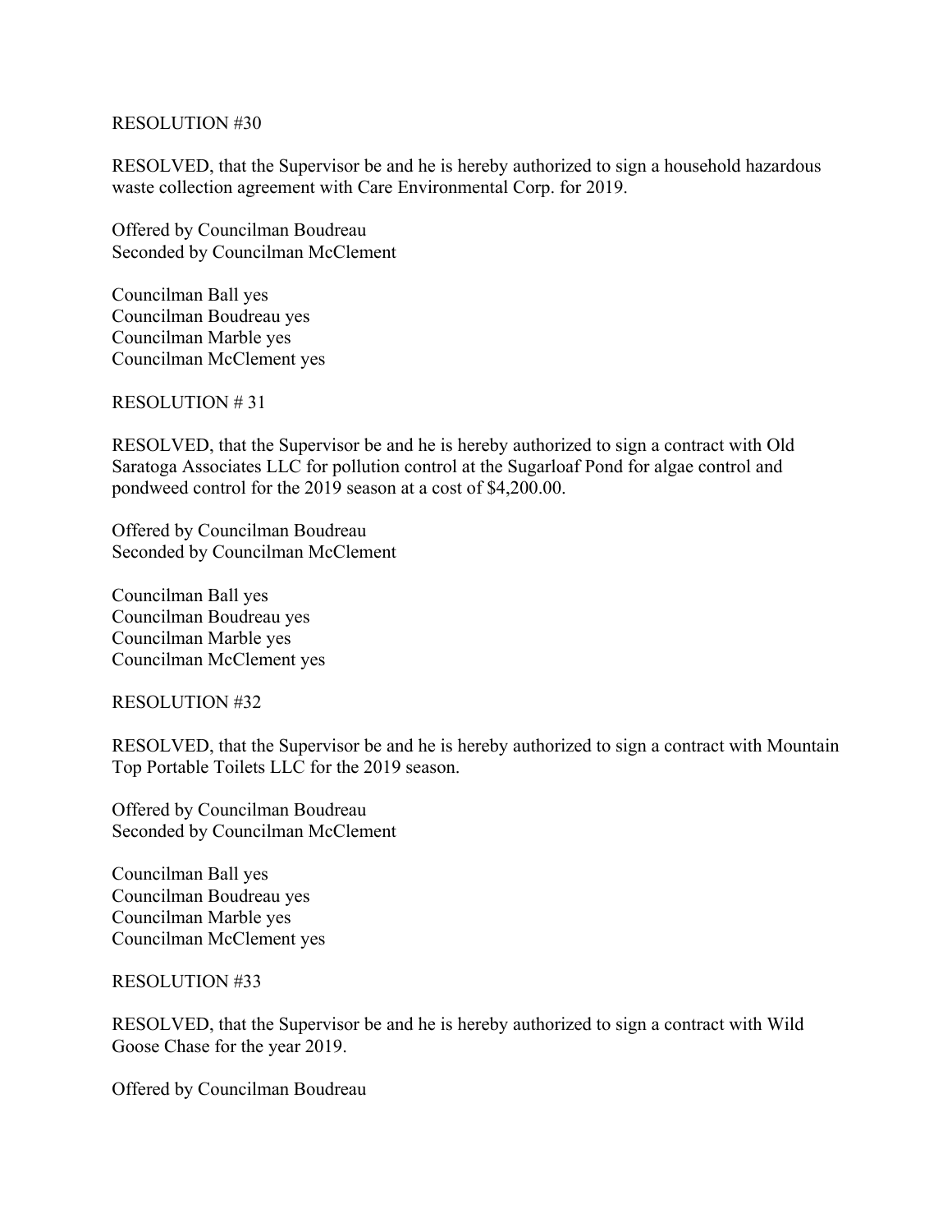RESOLUTION #30

RESOLVED, that the Supervisor be and he is hereby authorized to sign a household hazardous waste collection agreement with Care Environmental Corp. for 2019.

Offered by Councilman Boudreau
Seconded by Councilman McClement

Councilman Ball yes
Councilman Boudreau yes
Councilman Marble yes
Councilman McClement yes

RESOLUTION # 31

RESOLVED, that the Supervisor be and he is hereby authorized to sign a contract with Old Saratoga Associates LLC for pollution control at the Sugarloaf Pond for algae control and pondweed control for the 2019 season at a cost of $4,200.00.

Offered by Councilman Boudreau
Seconded by Councilman McClement

Councilman Ball yes
Councilman Boudreau yes
Councilman Marble yes
Councilman McClement yes

RESOLUTION #32

RESOLVED, that the Supervisor be and he is hereby authorized to sign a contract with Mountain Top Portable Toilets LLC for the 2019 season.

Offered by Councilman Boudreau
Seconded by Councilman McClement

Councilman Ball yes
Councilman Boudreau yes
Councilman Marble yes
Councilman McClement yes

RESOLUTION #33

RESOLVED, that the Supervisor be and he is hereby authorized to sign a contract with Wild Goose Chase for the year 2019.

Offered by Councilman Boudreau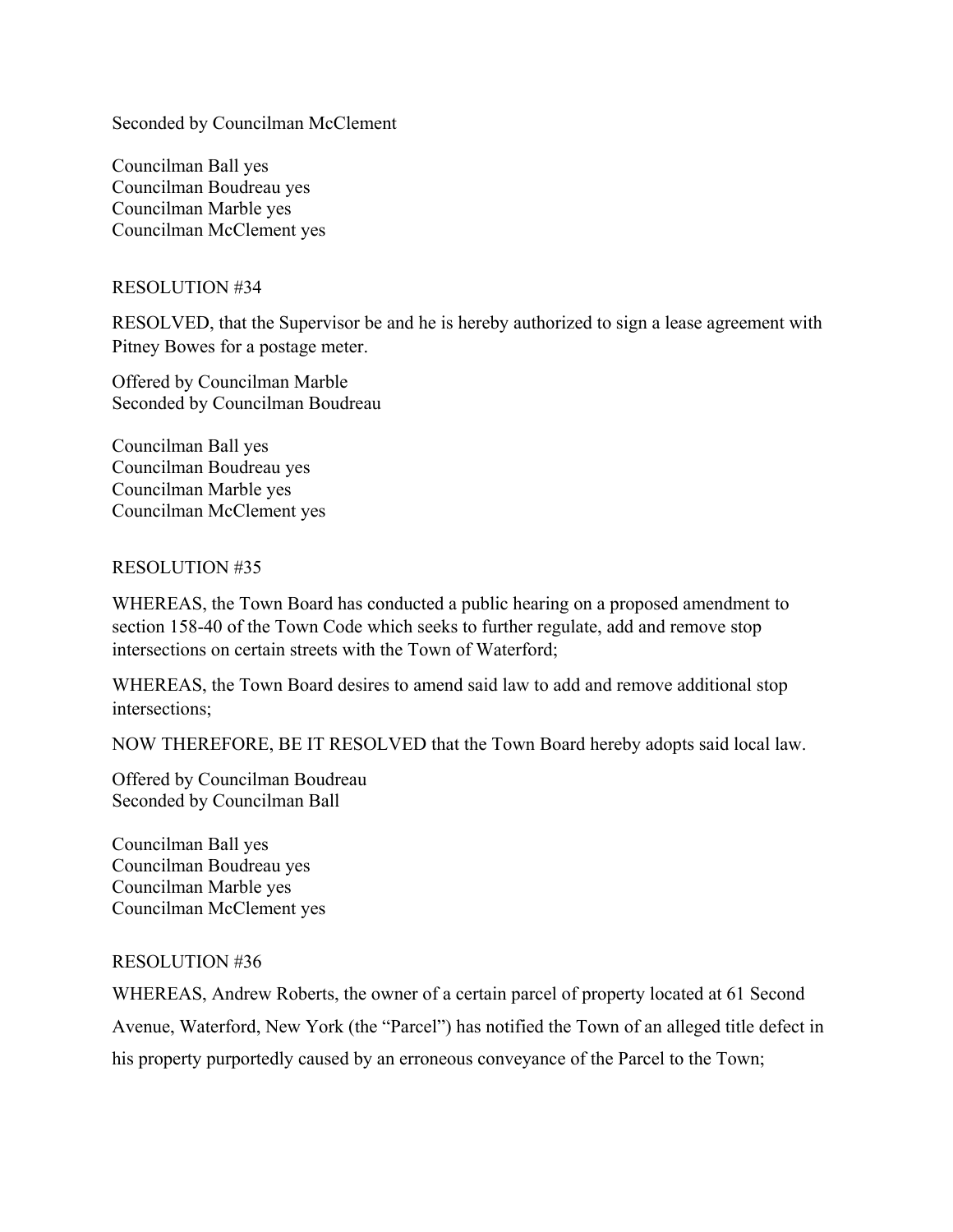Seconded by Councilman McClement

Councilman Ball yes
Councilman Boudreau yes
Councilman Marble yes
Councilman McClement yes

RESOLUTION #34

RESOLVED, that the Supervisor be and he is hereby authorized to sign a lease agreement with Pitney Bowes for a postage meter.

Offered by Councilman Marble
Seconded by Councilman Boudreau

Councilman Ball yes
Councilman Boudreau yes
Councilman Marble yes
Councilman McClement yes

RESOLUTION #35

WHEREAS, the Town Board has conducted a public hearing on a proposed amendment to section 158-40 of the Town Code which seeks to further regulate, add and remove stop intersections on certain streets with the Town of Waterford;

WHEREAS, the Town Board desires to amend said law to add and remove additional stop intersections;

NOW THEREFORE, BE IT RESOLVED that the Town Board hereby adopts said local law.

Offered by Councilman Boudreau
Seconded by Councilman Ball

Councilman Ball yes
Councilman Boudreau yes
Councilman Marble yes
Councilman McClement yes

RESOLUTION #36

WHEREAS, Andrew Roberts, the owner of a certain parcel of property located at 61 Second Avenue, Waterford, New York (the "Parcel") has notified the Town of an alleged title defect in his property purportedly caused by an erroneous conveyance of the Parcel to the Town;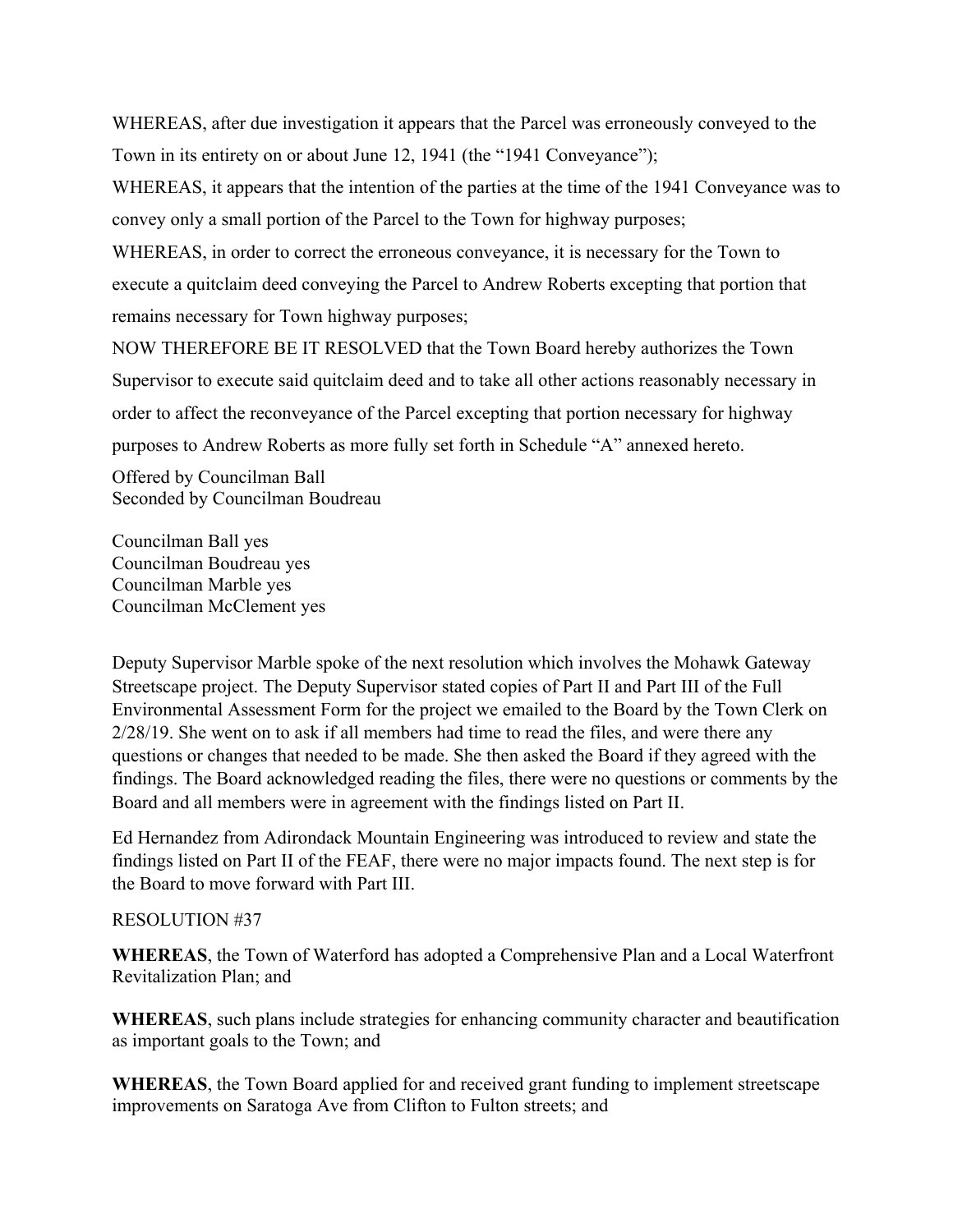WHEREAS, after due investigation it appears that the Parcel was erroneously conveyed to the Town in its entirety on or about June 12, 1941 (the "1941 Conveyance");

WHEREAS, it appears that the intention of the parties at the time of the 1941 Conveyance was to convey only a small portion of the Parcel to the Town for highway purposes;

WHEREAS, in order to correct the erroneous conveyance, it is necessary for the Town to execute a quitclaim deed conveying the Parcel to Andrew Roberts excepting that portion that remains necessary for Town highway purposes;

NOW THEREFORE BE IT RESOLVED that the Town Board hereby authorizes the Town Supervisor to execute said quitclaim deed and to take all other actions reasonably necessary in order to affect the reconveyance of the Parcel excepting that portion necessary for highway purposes to Andrew Roberts as more fully set forth in Schedule "A" annexed hereto.

Offered by Councilman Ball
Seconded by Councilman Boudreau

Councilman Ball yes
Councilman Boudreau yes
Councilman Marble yes
Councilman McClement yes

Deputy Supervisor Marble spoke of the next resolution which involves the Mohawk Gateway Streetscape project. The Deputy Supervisor stated copies of Part II and Part III of the Full Environmental Assessment Form for the project we emailed to the Board by the Town Clerk on 2/28/19. She went on to ask if all members had time to read the files, and were there any questions or changes that needed to be made. She then asked the Board if they agreed with the findings. The Board acknowledged reading the files, there were no questions or comments by the Board and all members were in agreement with the findings listed on Part II.

Ed Hernandez from Adirondack Mountain Engineering was introduced to review and state the findings listed on Part II of the FEAF, there were no major impacts found. The next step is for the Board to move forward with Part III.

RESOLUTION #37

**WHEREAS**, the Town of Waterford has adopted a Comprehensive Plan and a Local Waterfront Revitalization Plan; and

**WHEREAS**, such plans include strategies for enhancing community character and beautification as important goals to the Town; and

**WHEREAS**, the Town Board applied for and received grant funding to implement streetscape improvements on Saratoga Ave from Clifton to Fulton streets; and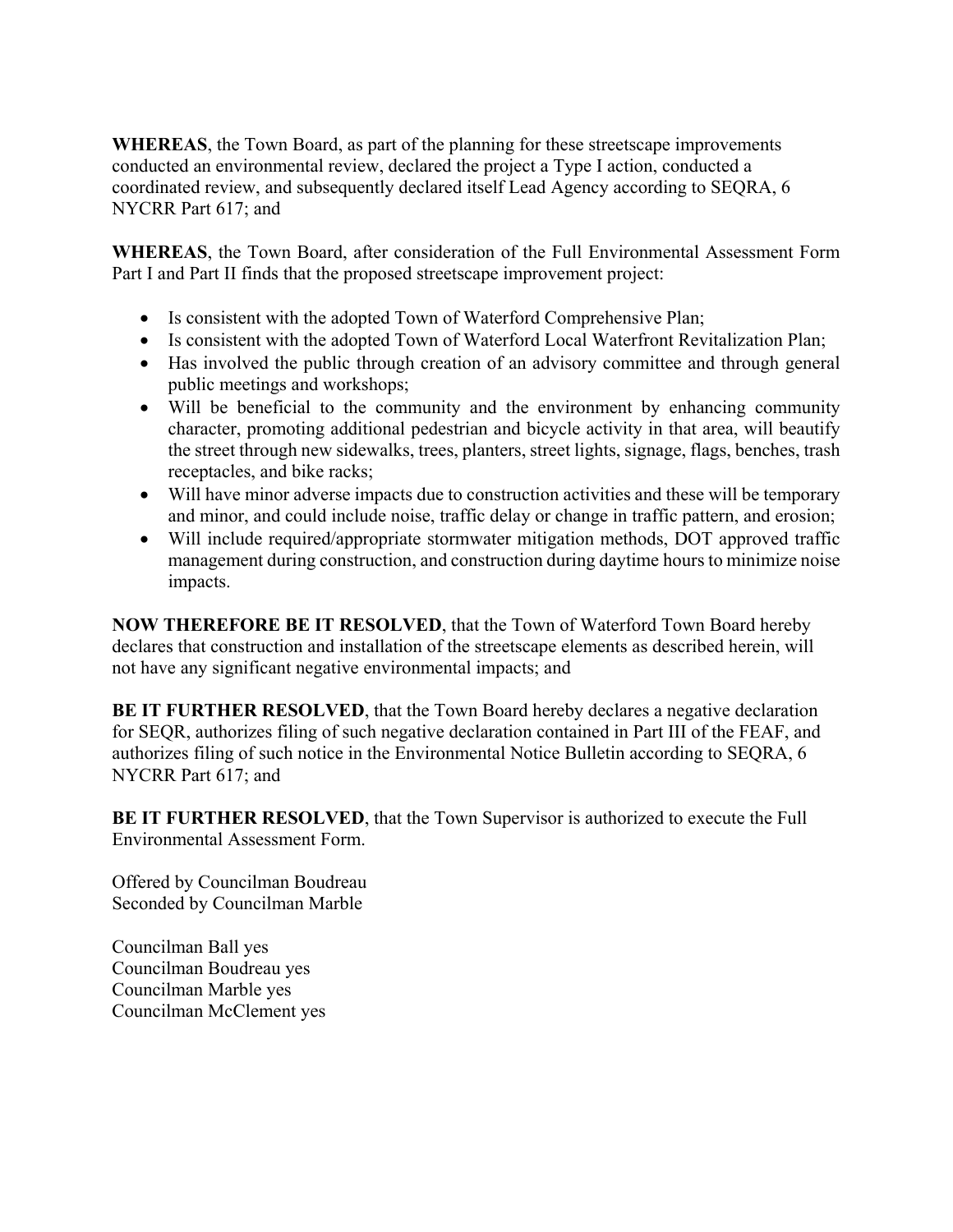**WHEREAS**, the Town Board, as part of the planning for these streetscape improvements conducted an environmental review, declared the project a Type I action, conducted a coordinated review, and subsequently declared itself Lead Agency according to SEQRA, 6 NYCRR Part 617; and

**WHEREAS**, the Town Board, after consideration of the Full Environmental Assessment Form Part I and Part II finds that the proposed streetscape improvement project:

- Is consistent with the adopted Town of Waterford Comprehensive Plan;
- Is consistent with the adopted Town of Waterford Local Waterfront Revitalization Plan;
- Has involved the public through creation of an advisory committee and through general public meetings and workshops;
- Will be beneficial to the community and the environment by enhancing community character, promoting additional pedestrian and bicycle activity in that area, will beautify the street through new sidewalks, trees, planters, street lights, signage, flags, benches, trash receptacles, and bike racks;
- Will have minor adverse impacts due to construction activities and these will be temporary and minor, and could include noise, traffic delay or change in traffic pattern, and erosion;
- Will include required/appropriate stormwater mitigation methods, DOT approved traffic management during construction, and construction during daytime hours to minimize noise impacts.

**NOW THEREFORE BE IT RESOLVED**, that the Town of Waterford Town Board hereby declares that construction and installation of the streetscape elements as described herein, will not have any significant negative environmental impacts; and

**BE IT FURTHER RESOLVED**, that the Town Board hereby declares a negative declaration for SEQR, authorizes filing of such negative declaration contained in Part III of the FEAF, and authorizes filing of such notice in the Environmental Notice Bulletin according to SEQRA, 6 NYCRR Part 617; and

**BE IT FURTHER RESOLVED**, that the Town Supervisor is authorized to execute the Full Environmental Assessment Form.

Offered by Councilman Boudreau
Seconded by Councilman Marble

Councilman Ball yes
Councilman Boudreau yes
Councilman Marble yes
Councilman McClement yes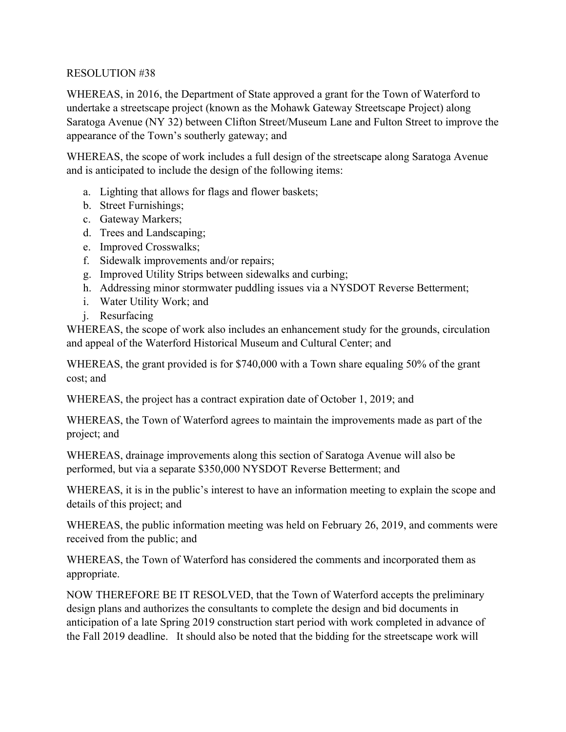RESOLUTION #38

WHEREAS, in 2016, the Department of State approved a grant for the Town of Waterford to undertake a streetscape project (known as the Mohawk Gateway Streetscape Project) along Saratoga Avenue (NY 32) between Clifton Street/Museum Lane and Fulton Street to improve the appearance of the Town's southerly gateway; and

WHEREAS, the scope of work includes a full design of the streetscape along Saratoga Avenue and is anticipated to include the design of the following items:

a. Lighting that allows for flags and flower baskets;
b. Street Furnishings;
c. Gateway Markers;
d. Trees and Landscaping;
e. Improved Crosswalks;
f. Sidewalk improvements and/or repairs;
g. Improved Utility Strips between sidewalks and curbing;
h. Addressing minor stormwater puddling issues via a NYSDOT Reverse Betterment;
i. Water Utility Work; and
j. Resurfacing

WHEREAS, the scope of work also includes an enhancement study for the grounds, circulation and appeal of the Waterford Historical Museum and Cultural Center; and

WHEREAS, the grant provided is for $740,000 with a Town share equaling 50% of the grant cost; and

WHEREAS, the project has a contract expiration date of October 1, 2019; and

WHEREAS, the Town of Waterford agrees to maintain the improvements made as part of the project; and

WHEREAS, drainage improvements along this section of Saratoga Avenue will also be performed, but via a separate $350,000 NYSDOT Reverse Betterment; and

WHEREAS, it is in the public's interest to have an information meeting to explain the scope and details of this project; and

WHEREAS, the public information meeting was held on February 26, 2019, and comments were received from the public; and

WHEREAS, the Town of Waterford has considered the comments and incorporated them as appropriate.

NOW THEREFORE BE IT RESOLVED, that the Town of Waterford accepts the preliminary design plans and authorizes the consultants to complete the design and bid documents in anticipation of a late Spring 2019 construction start period with work completed in advance of the Fall 2019 deadline. It should also be noted that the bidding for the streetscape work will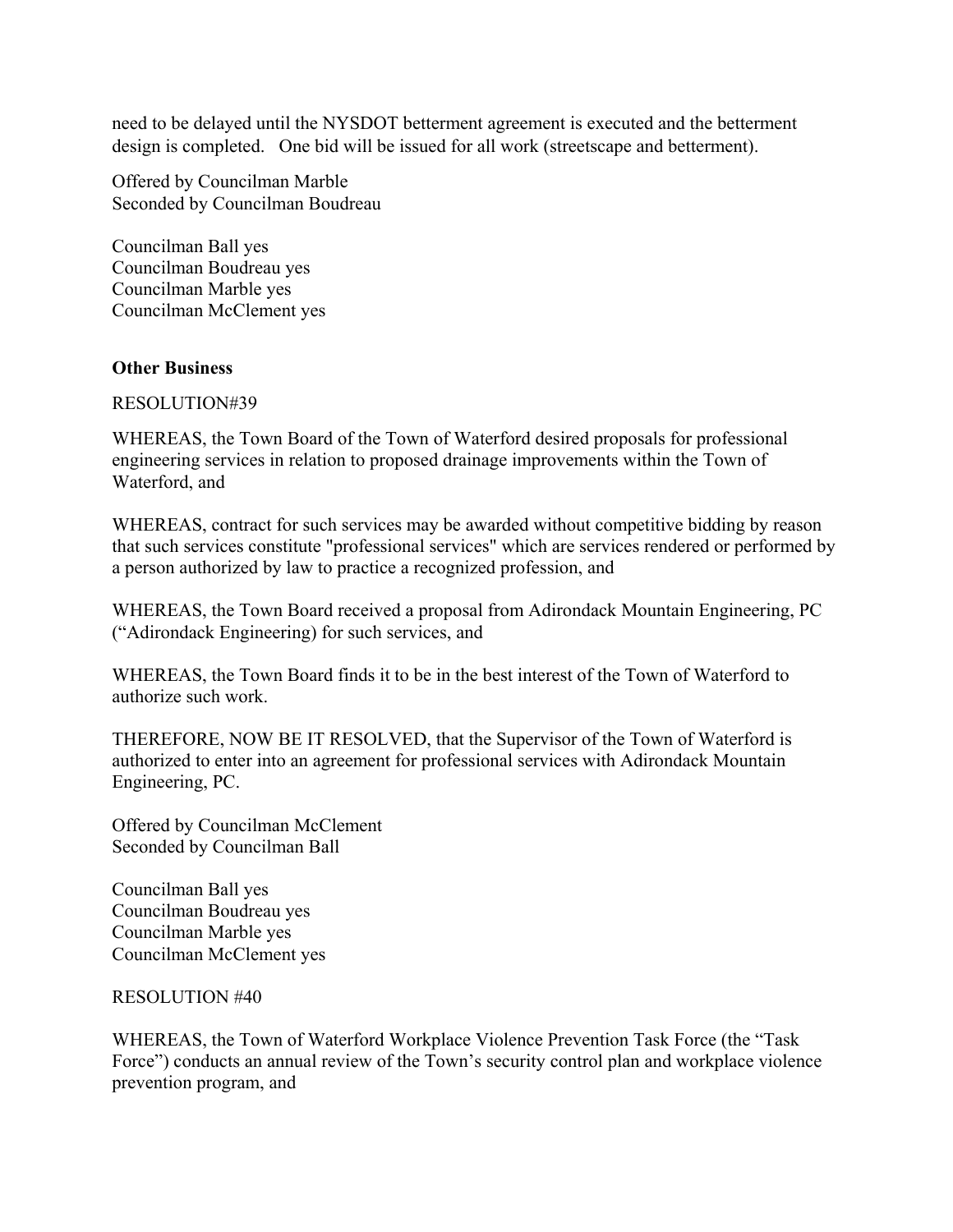need to be delayed until the NYSDOT betterment agreement is executed and the betterment design is completed. One bid will be issued for all work (streetscape and betterment).

Offered by Councilman Marble
Seconded by Councilman Boudreau

Councilman Ball yes
Councilman Boudreau yes
Councilman Marble yes
Councilman McClement yes

**Other Business**

RESOLUTION#39

WHEREAS, the Town Board of the Town of Waterford desired proposals for professional engineering services in relation to proposed drainage improvements within the Town of Waterford, and

WHEREAS, contract for such services may be awarded without competitive bidding by reason that such services constitute "professional services" which are services rendered or performed by a person authorized by law to practice a recognized profession, and

WHEREAS, the Town Board received a proposal from Adirondack Mountain Engineering, PC ("Adirondack Engineering) for such services, and

WHEREAS, the Town Board finds it to be in the best interest of the Town of Waterford to authorize such work.

THEREFORE, NOW BE IT RESOLVED, that the Supervisor of the Town of Waterford is authorized to enter into an agreement for professional services with Adirondack Mountain Engineering, PC.

Offered by Councilman McClement
Seconded by Councilman Ball

Councilman Ball yes
Councilman Boudreau yes
Councilman Marble yes
Councilman McClement yes

RESOLUTION #40

WHEREAS, the Town of Waterford Workplace Violence Prevention Task Force (the "Task Force") conducts an annual review of the Town's security control plan and workplace violence prevention program, and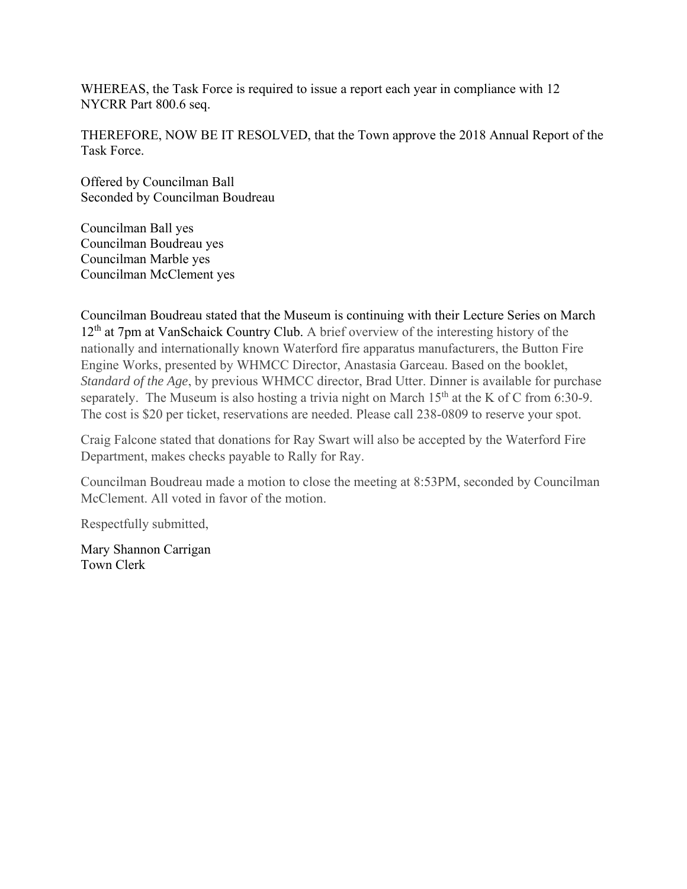WHEREAS, the Task Force is required to issue a report each year in compliance with 12 NYCRR Part 800.6 seq.

THEREFORE, NOW BE IT RESOLVED, that the Town approve the 2018 Annual Report of the Task Force.

Offered by Councilman Ball
Seconded by Councilman Boudreau

Councilman Ball yes
Councilman Boudreau yes
Councilman Marble yes
Councilman McClement yes

Councilman Boudreau stated that the Museum is continuing with their Lecture Series on March 12th at 7pm at VanSchaick Country Club. A brief overview of the interesting history of the nationally and internationally known Waterford fire apparatus manufacturers, the Button Fire Engine Works, presented by WHMCC Director, Anastasia Garceau. Based on the booklet, *Standard of the Age*, by previous WHMCC director, Brad Utter. Dinner is available for purchase separately. The Museum is also hosting a trivia night on March 15th at the K of C from 6:30-9. The cost is $20 per ticket, reservations are needed. Please call 238-0809 to reserve your spot.

Craig Falcone stated that donations for Ray Swart will also be accepted by the Waterford Fire Department, makes checks payable to Rally for Ray.

Councilman Boudreau made a motion to close the meeting at 8:53PM, seconded by Councilman McClement. All voted in favor of the motion.

Respectfully submitted,

Mary Shannon Carrigan
Town Clerk